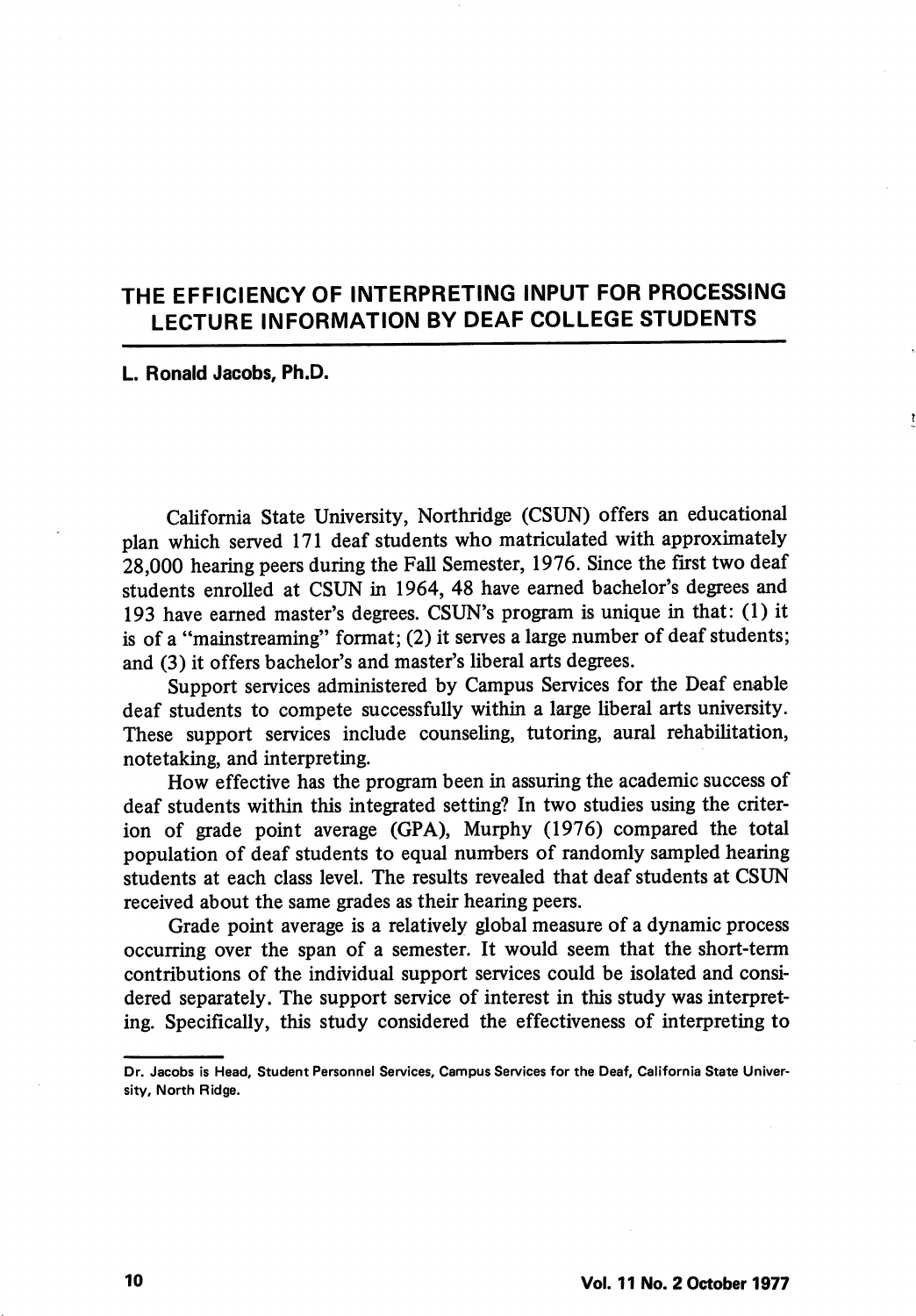# THE EFFICIENCY OF INTERPRETING INPUT FOR PROCESSING LECTURE INFORMATION BY DEAF COLLEGE STUDENTS

**L. Ronald Jacobs, Ph.D.**

California State University, Northridge (CSUN) offers an educational plan which served 171 deaf students who matriculated with approximately 28,000 hearing peers during the Fall Semester, 1976. Since the first two deaf students enrolled at CSUN in 1964, 48 have earned bachelor's degrees and 193 have earned master's degrees. CSUN's program is unique in that: (1) it is of a "mainstreaming" format; (2) it serves a large number of deaf students; and (3) it offers bachelor's and master's liberal arts degrees.

Support services administered by Campus Services for the Deaf enable deaf students to compete successfully within a large liberal arts university. These support services include counseling, tutoring, aural rehabilitation, notetaking, and interpreting.

How effective has the program been in assuring the academic success of deaf students within this integrated setting? In two studies using the criterion of grade point average (GPA), Murphy (1976) compared the total population of deaf students to equal numbers of randomly sampled hearing students at each class level. The results revealed that deaf students at CSUN received about the same grades as their hearing peers.

Grade point average is a relatively global measure of a dynamic process occurring over the span of a semester. It would seem that the short-term contributions of the individual support services could be isolated and considered separately. The support service of interest in this study was interpreting. Specifically, this study considered the effectiveness of interpreting to

---

Dr. Jacobs is Head, Student Personnel Services, Campus Services for the Deaf, California State University, North Ridge.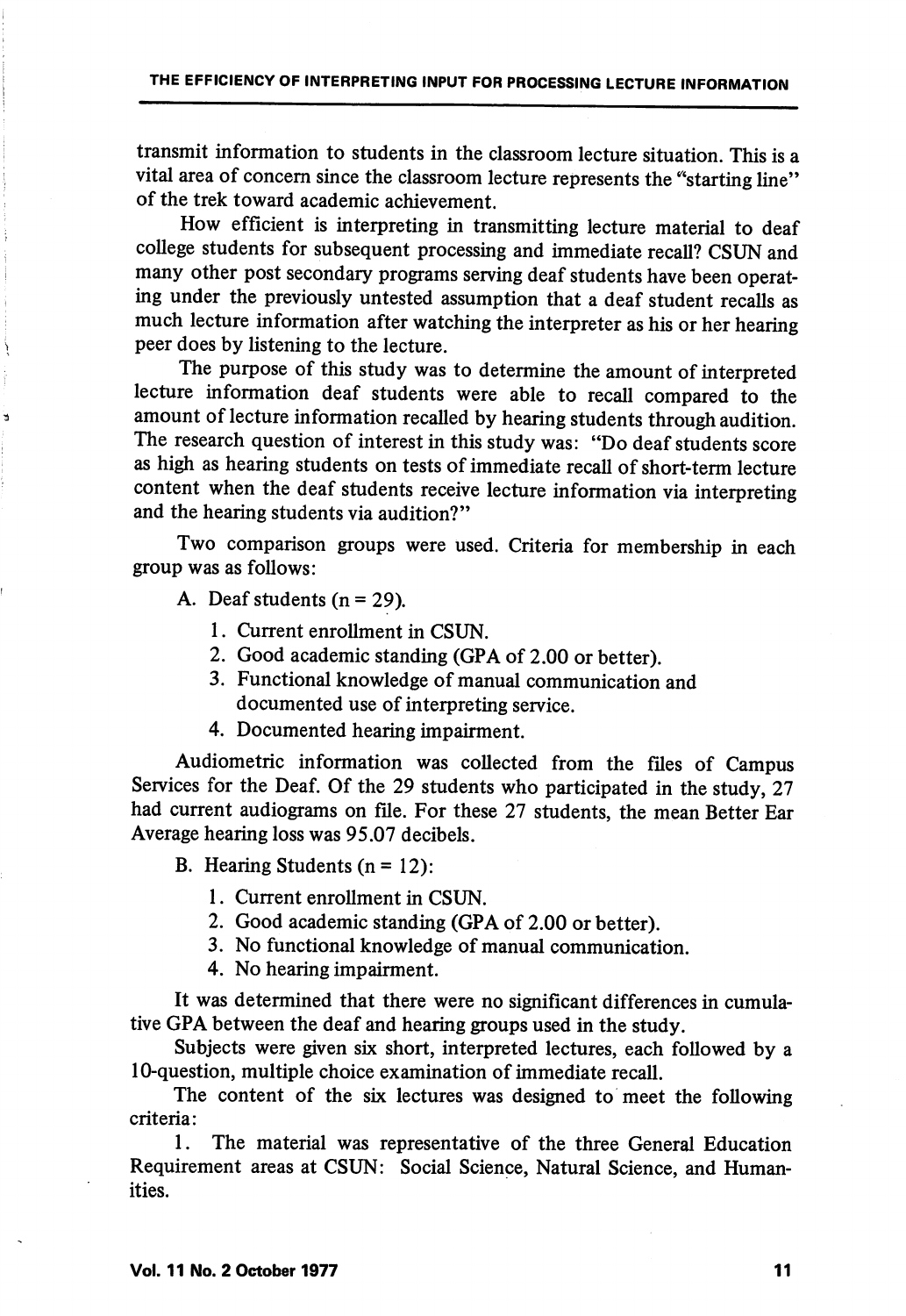transmit information to students in the classroom lecture situation. This is a vital area of concern since the classroom lecture represents the "starting line" of the trek toward academic achievement.

How efficient is interpreting in transmitting lecture material to deaf college students for subsequent processing and immediate recall? CSUN and many other post secondary programs serving deaf students have been operating under the previously untested assumption that a deaf student recalls as much lecture information after watching the interpreter as his or her hearing peer does by listening to the lecture.

The purpose of this study was to determine the amount of interpreted lecture information deaf students were able to recall compared to the amount of lecture information recalled by hearing students through audition. The research question of interest in this study was: "Do deaf students score as high as hearing students on tests of immediate recall of short-term lecture content when the deaf students receive lecture information via interpreting and the hearing students via audition?"

Two comparison groups were used. Criteria for membership in each group was as follows:

A. Deaf students (n = 29).
   1. Current enrollment in CSUN.
   2. Good academic standing (GPA of 2.00 or better).
   3. Functional knowledge of manual communication and documented use of interpreting service.
   4. Documented hearing impairment.

Audiometric information was collected from the files of Campus Services for the Deaf. Of the 29 students who participated in the study, 27 had current audiograms on file. For these 27 students, the mean Better Ear Average hearing loss was 95.07 decibels.

B. Hearing Students (n = 12):
   1. Current enrollment in CSUN.
   2. Good academic standing (GPA of 2.00 or better).
   3. No functional knowledge of manual communication.
   4. No hearing impairment.

It was determined that there were no significant differences in cumulative GPA between the deaf and hearing groups used in the study.

Subjects were given six short, interpreted lectures, each followed by a 10-question, multiple choice examination of immediate recall.

The content of the six lectures was designed to meet the following criteria:

1. The material was representative of the three General Education Requirement areas at CSUN: Social Science, Natural Science, and Humanities.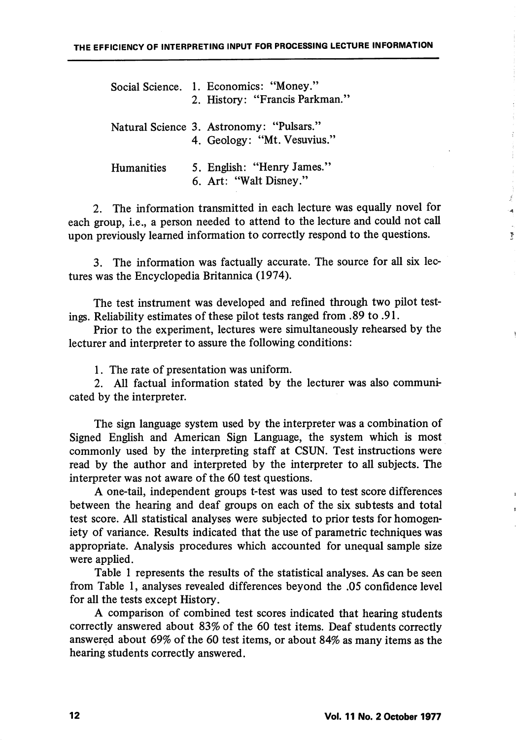| | |
|---|---|
| Social Science. | 1. Economics: "Money." |
| | 2. History: "Francis Parkman." |
| Natural Science | 3. Astronomy: "Pulsars." |
| | 4. Geology: "Mt. Vesuvius." |
| Humanities | 5. English: "Henry James." |
| | 6. Art: "Walt Disney." |

2. The information transmitted in each lecture was equally novel for each group, i.e., a person needed to attend to the lecture and could not call upon previously learned information to correctly respond to the questions.

3. The information was factually accurate. The source for all six lectures was the Encyclopedia Britannica (1974).

The test instrument was developed and refined through two pilot testings. Reliability estimates of these pilot tests ranged from .89 to .91.

Prior to the experiment, lectures were simultaneously rehearsed by the lecturer and interpreter to assure the following conditions:

1. The rate of presentation was uniform.

2. All factual information stated by the lecturer was also communicated by the interpreter.

The sign language system used by the interpreter was a combination of Signed English and American Sign Language, the system which is most commonly used by the interpreting staff at CSUN. Test instructions were read by the author and interpreted by the interpreter to all subjects. The interpreter was not aware of the 60 test questions.

A one-tail, independent groups t-test was used to test score differences between the hearing and deaf groups on each of the six subtests and total test score. All statistical analyses were subjected to prior tests for homogeniety of variance. Results indicated that the use of parametric techniques was appropriate. Analysis procedures which accounted for unequal sample size were applied.

Table 1 represents the results of the statistical analyses. As can be seen from Table 1, analyses revealed differences beyond the .05 confidence level for all the tests except History.

A comparison of combined test scores indicated that hearing students correctly answered about 83% of the 60 test items. Deaf students correctly answered about 69% of the 60 test items, or about 84% as many items as the hearing students correctly answered.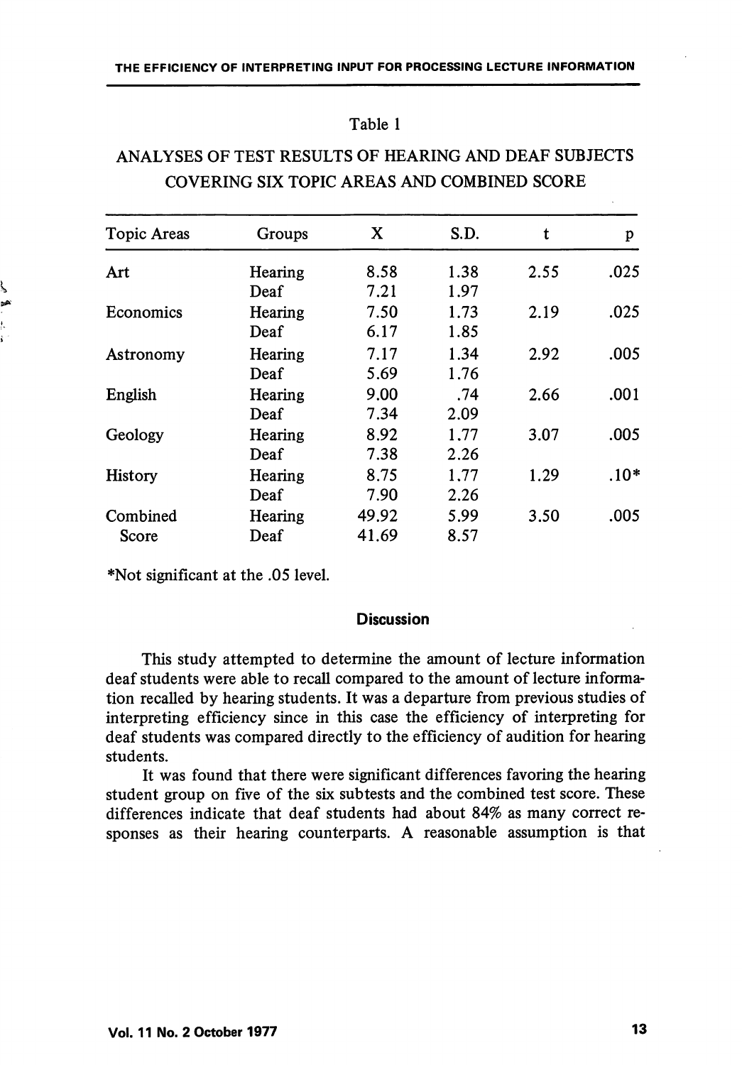Table 1

ANALYSES OF TEST RESULTS OF HEARING AND DEAF SUBJECTS COVERING SIX TOPIC AREAS AND COMBINED SCORE

| Topic Areas | Groups | X | S.D. | t | p |
|---|---|---|---|---|---|
| Art | Hearing | 8.58 | 1.38 | 2.55 | .025 |
| | Deaf | 7.21 | 1.97 | | |
| Economics | Hearing | 7.50 | 1.73 | 2.19 | .025 |
| | Deaf | 6.17 | 1.85 | | |
| Astronomy | Hearing | 7.17 | 1.34 | 2.92 | .005 |
| | Deaf | 5.69 | 1.76 | | |
| English | Hearing | 9.00 | .74 | 2.66 | .001 |
| | Deaf | 7.34 | 2.09 | | |
| Geology | Hearing | 8.92 | 1.77 | 3.07 | .005 |
| | Deaf | 7.38 | 2.26 | | |
| History | Hearing | 8.75 | 1.77 | 1.29 | .10* |
| | Deaf | 7.90 | 2.26 | | |
| Combined Score | Hearing | 49.92 | 5.99 | 3.50 | .005 |
| | Deaf | 41.69 | 8.57 | | |

*Not significant at the .05 level.

## Discussion

This study attempted to determine the amount of lecture information deaf students were able to recall compared to the amount of lecture information recalled by hearing students. It was a departure from previous studies of interpreting efficiency since in this case the efficiency of interpreting for deaf students was compared directly to the efficiency of audition for hearing students.

It was found that there were significant differences favoring the hearing student group on five of the six subtests and the combined test score. These differences indicate that deaf students had about 84% as many correct responses as their hearing counterparts. A reasonable assumption is that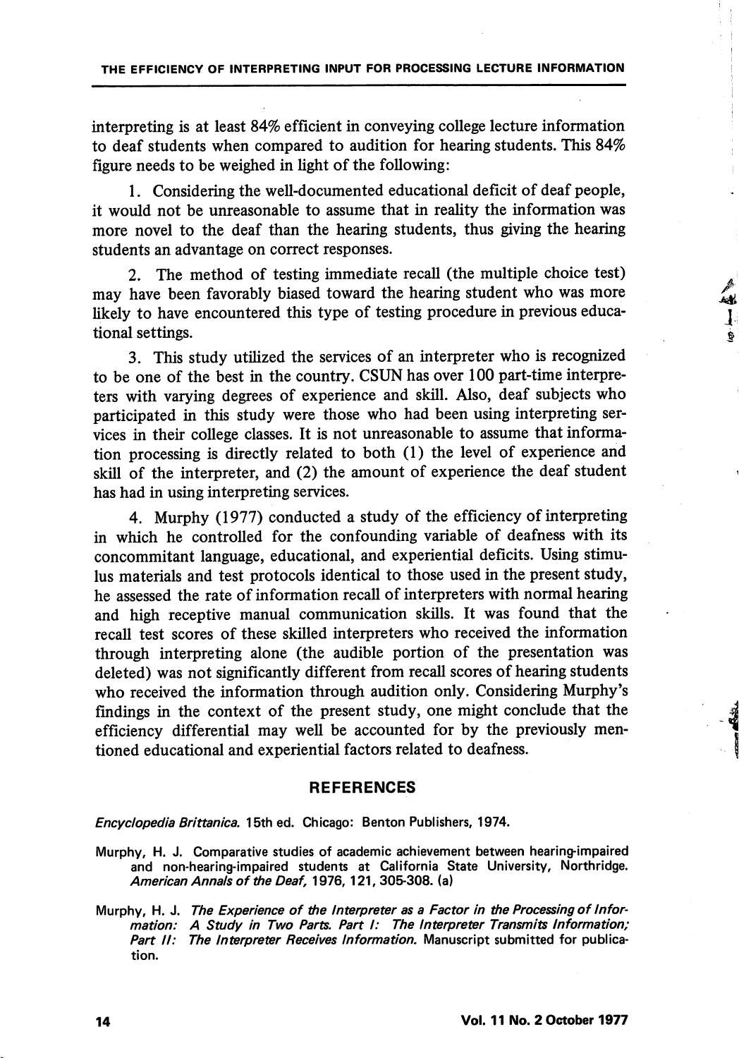interpreting is at least 84% efficient in conveying college lecture information to deaf students when compared to audition for hearing students. This 84% figure needs to be weighed in light of the following:

1. Considering the well-documented educational deficit of deaf people, it would not be unreasonable to assume that in reality the information was more novel to the deaf than the hearing students, thus giving the hearing students an advantage on correct responses.

2. The method of testing immediate recall (the multiple choice test) may have been favorably biased toward the hearing student who was more likely to have encountered this type of testing procedure in previous educational settings.

3. This study utilized the services of an interpreter who is recognized to be one of the best in the country. CSUN has over 100 part-time interpreters with varying degrees of experience and skill. Also, deaf subjects who participated in this study were those who had been using interpreting services in their college classes. It is not unreasonable to assume that information processing is directly related to both (1) the level of experience and skill of the interpreter, and (2) the amount of experience the deaf student has had in using interpreting services.

4. Murphy (1977) conducted a study of the efficiency of interpreting in which he controlled for the confounding variable of deafness with its concommitant language, educational, and experiential deficits. Using stimulus materials and test protocols identical to those used in the present study, he assessed the rate of information recall of interpreters with normal hearing and high receptive manual communication skills. It was found that the recall test scores of these skilled interpreters who received the information through interpreting alone (the audible portion of the presentation was deleted) was not significantly different from recall scores of hearing students who received the information through audition only. Considering Murphy's findings in the context of the present study, one might conclude that the efficiency differential may well be accounted for by the previously mentioned educational and experiential factors related to deafness.

## REFERENCES

*Encyclopedia Brittanica.* 15th ed. Chicago: Benton Publishers, 1974.

Murphy, H. J. Comparative studies of academic achievement between hearing-impaired and non-hearing-impaired students at California State University, Northridge. *American Annals of the Deaf,* 1976, 121, 305-308. (a)

Murphy, H. J. *The Experience of the Interpreter as a Factor in the Processing of Information: A Study in Two Parts. Part I: The Interpreter Transmits Information; Part II: The Interpreter Receives Information.* Manuscript submitted for publication.